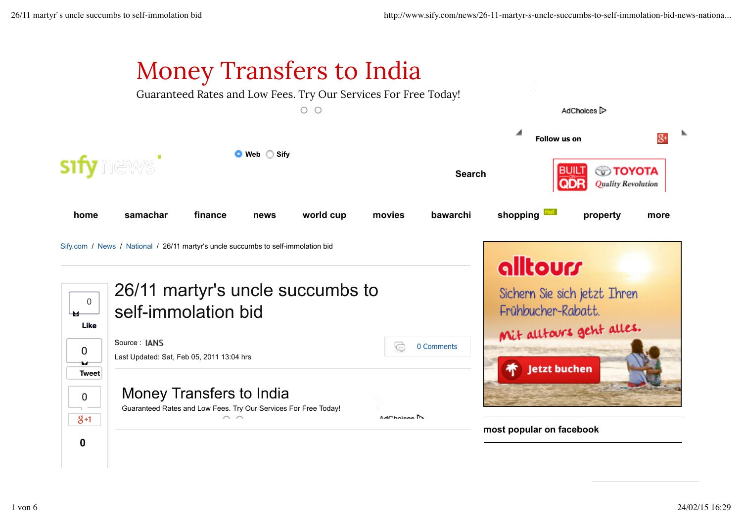Money Transfers to India

Guaranteed Rates and Low Fees. Try Our Services For Free Today!

AdChoices

Follow us on

Web Sify

Search

home samachar finance news world cup movies bawarchi shopping Hot property more

Sify.com / News / National / 26/11 martyr's uncle succumbs to self-immolation bid

# 26/11 martyr's uncle succumbs to self-immolation bid

Source : IANS

Last Updated: Sat, Feb 05, 2011 13:04 hrs

0 Comments

Money Transfers to India

Guaranteed Rates and Low Fees. Try Our Services For Free Today!

AdChoices

alltours

Sichern Sie sich jetzt Ihren Frühbucher-Rabatt.

Mit alltours geht alles.

Jetzt buchen

most popular on facebook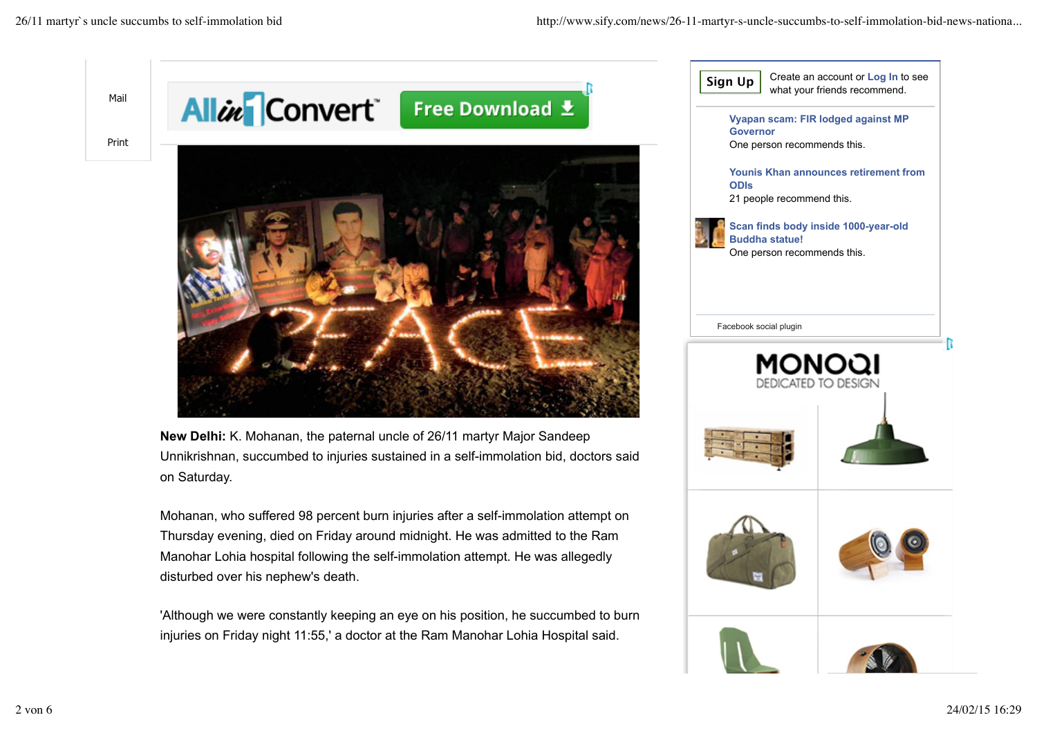Mail

Print

**New Delhi:** K. Mohanan, the paternal uncle of 26/11 martyr Major Sandeep Unnikrishnan, succumbed to injuries sustained in a self-immolation bid, doctors said on Saturday.

Mohanan, who suffered 98 percent burn injuries after a self-immolation attempt on Thursday evening, died on Friday around midnight. He was admitted to the Ram Manohar Lohia hospital following the self-immolation attempt. He was allegedly disturbed over his nephew's death.

'Although we were constantly keeping an eye on his position, he succumbed to burn injuries on Friday night 11:55,' a doctor at the Ram Manohar Lohia Hospital said.

Sign Up Create an account or Log In to see what your friends recommend.

Vyapan scam: FIR lodged against MP Governor
One person recommends this.

Younis Khan announces retirement from ODIs
21 people recommend this.

Scan finds body inside 1000-year-old Buddha statue!
One person recommends this.

Facebook social plugin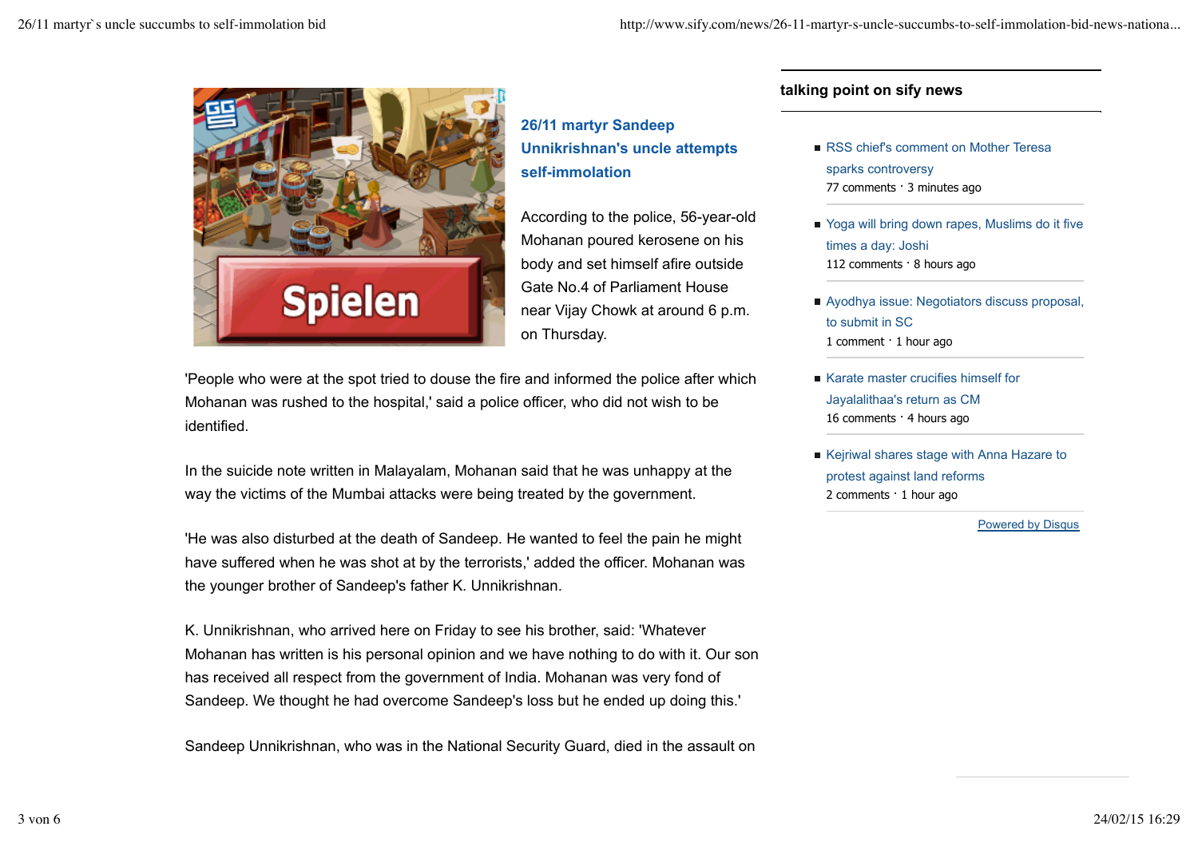## 26/11 martyr Sandeep Unnikrishnan's uncle attempts self-immolation

According to the police, 56-year-old Mohanan poured kerosene on his body and set himself afire outside Gate No.4 of Parliament House near Vijay Chowk at around 6 p.m. on Thursday.

'People who were at the spot tried to douse the fire and informed the police after which Mohanan was rushed to the hospital,' said a police officer, who did not wish to be identified.

In the suicide note written in Malayalam, Mohanan said that he was unhappy at the way the victims of the Mumbai attacks were being treated by the government.

'He was also disturbed at the death of Sandeep. He wanted to feel the pain he might have suffered when he was shot at by the terrorists,' added the officer. Mohanan was the younger brother of Sandeep's father K. Unnikrishnan.

K. Unnikrishnan, who arrived here on Friday to see his brother, said: 'Whatever Mohanan has written is his personal opinion and we have nothing to do with it. Our son has received all respect from the government of India. Mohanan was very fond of Sandeep. We thought he had overcome Sandeep's loss but he ended up doing this.'

Sandeep Unnikrishnan, who was in the National Security Guard, died in the assault on

### talking point on sify news

- RSS chief's comment on Mother Teresa sparks controversy
  77 comments · 3 minutes ago
- Yoga will bring down rapes, Muslims do it five times a day: Joshi
  112 comments · 8 hours ago
- Ayodhya issue: Negotiators discuss proposal, to submit in SC
  1 comment · 1 hour ago
- Karate master crucifies himself for Jayalalithaa's return as CM
  16 comments · 4 hours ago
- Kejriwal shares stage with Anna Hazare to protest against land reforms
  2 comments · 1 hour ago

Powered by Disqus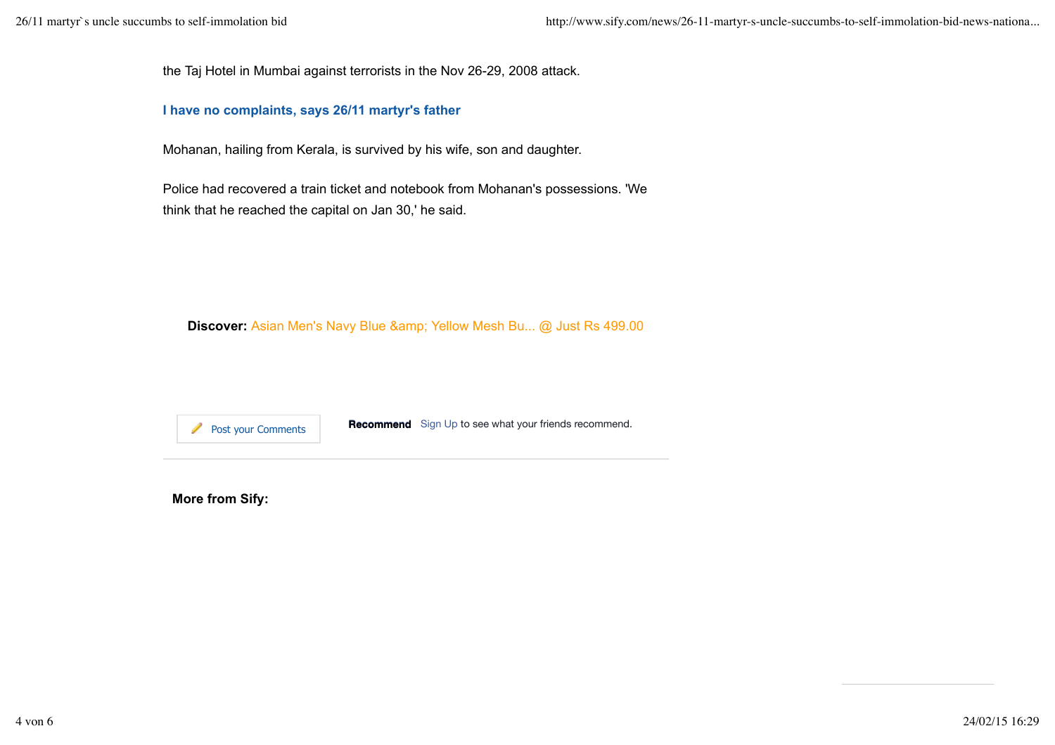the Taj Hotel in Mumbai against terrorists in the Nov 26-29, 2008 attack.

**I have no complaints, says 26/11 martyr's father**

Mohanan, hailing from Kerala, is survived by his wife, son and daughter.

Police had recovered a train ticket and notebook from Mohanan's possessions. 'We think that he reached the capital on Jan 30,' he said.

**Discover:** Asian Men's Navy Blue &amp; Yellow Mesh Bu... @ Just Rs 499.00

Post your Comments

**Recommend** Sign Up to see what your friends recommend.

**More from Sify:**